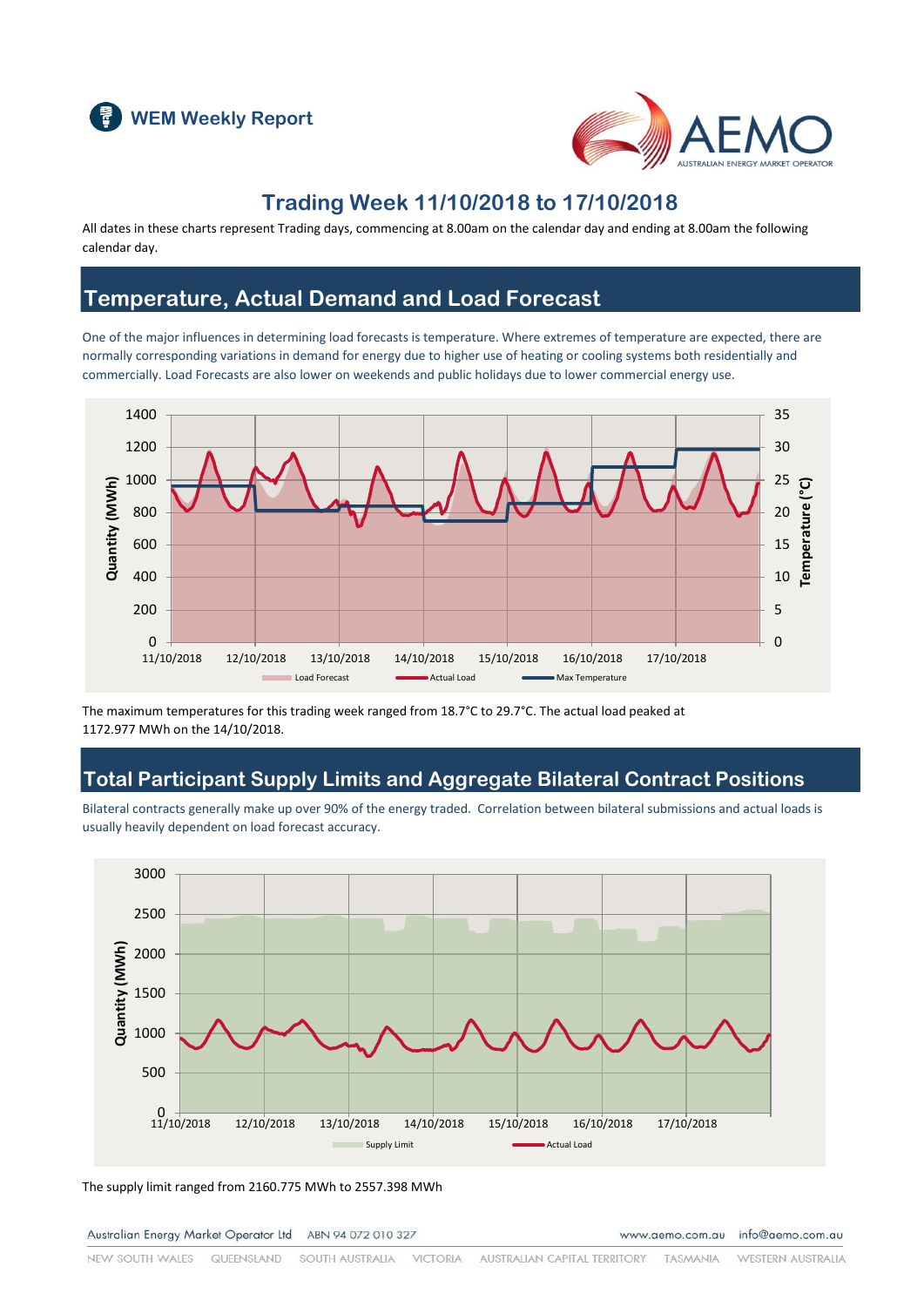# WEM Weekly Report

## Trading Week 11/10/2018 to 17/10/2018

All dates in these charts represent Trading days, commencing at 8.00am on the calendar day and ending at 8.00am the following calendar day.

## Temperature, Actual Demand and Load Forecast

One of the major influences in determining load forecasts is temperature. Where extremes of temperature are expected, there are normally corresponding variations in demand for energy due to higher use of heating or cooling systems both residentially and commercially. Load Forecasts are also lower on weekends and public holidays due to lower commercial energy use.

The maximum temperatures for this trading week ranged from 18.7°C to 29.7°C. The actual load peaked at 1172.977 MWh on the 14/10/2018.

## Total Participant Supply Limits and Aggregate Bilateral Contract Positions

Bilateral contracts generally make up over 90% of the energy traded. Correlation between bilateral submissions and actual loads is usually heavily dependent on load forecast accuracy.

The supply limit ranged from 2160.775 MWh to 2557.398 MWh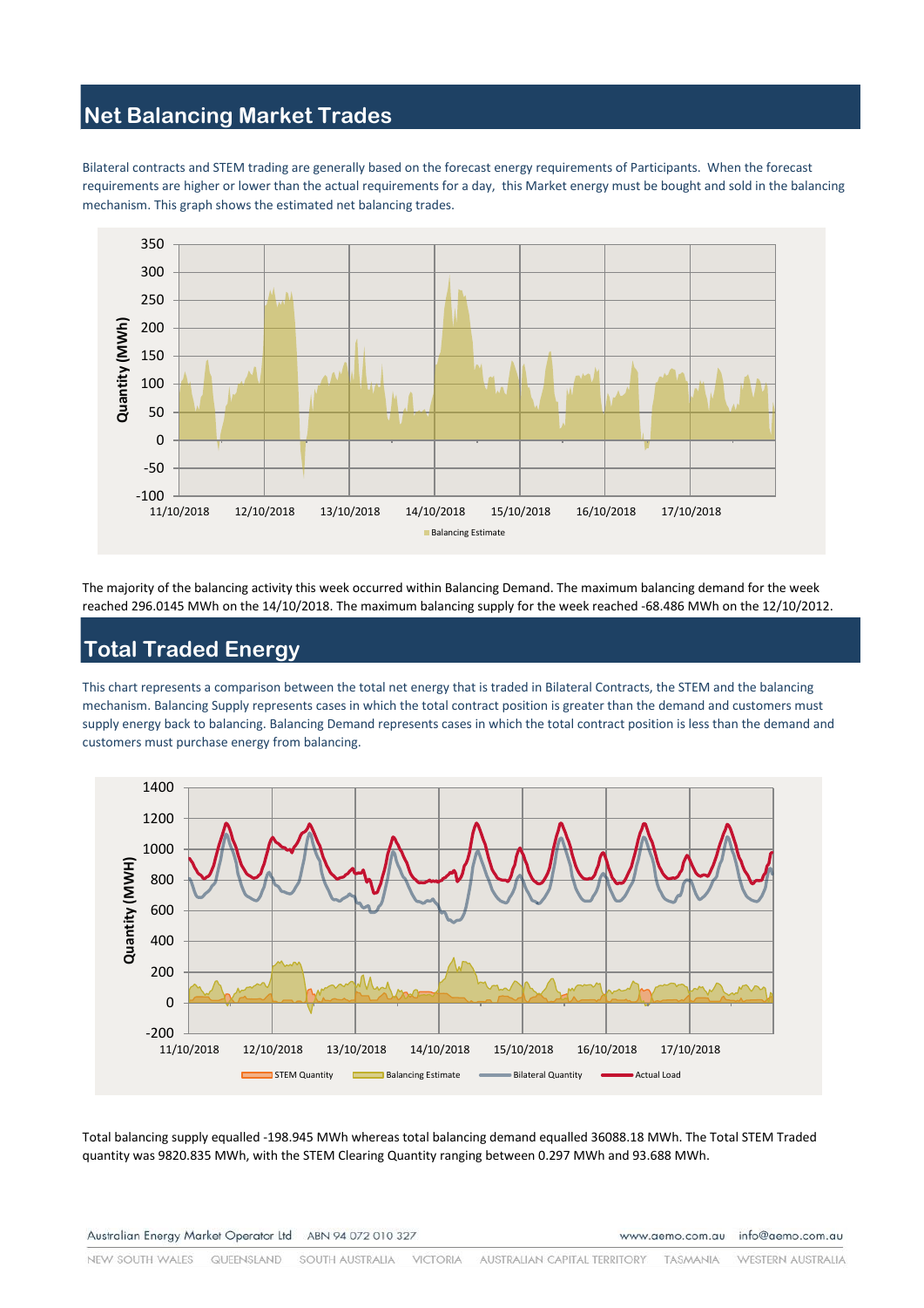## Net Balancing Market Trades

Bilateral contracts and STEM trading are generally based on the forecast energy requirements of Participants. When the forecast requirements are higher or lower than the actual requirements for a day, this Market energy must be bought and sold in the balancing mechanism. This graph shows the estimated net balancing trades.

The majority of the balancing activity this week occurred within Balancing Demand. The maximum balancing demand for the week reached 296.0145 MWh on the 14/10/2018. The maximum balancing supply for the week reached -68.486 MWh on the 12/10/2012.

## Total Traded Energy

This chart represents a comparison between the total net energy that is traded in Bilateral Contracts, the STEM and the balancing mechanism. Balancing Supply represents cases in which the total contract position is greater than the demand and customers must supply energy back to balancing. Balancing Demand represents cases in which the total contract position is less than the demand and customers must purchase energy from balancing.

Total balancing supply equalled -198.945 MWh whereas total balancing demand equalled 36088.18 MWh. The Total STEM Traded quantity was 9820.835 MWh, with the STEM Clearing Quantity ranging between 0.297 MWh and 93.688 MWh.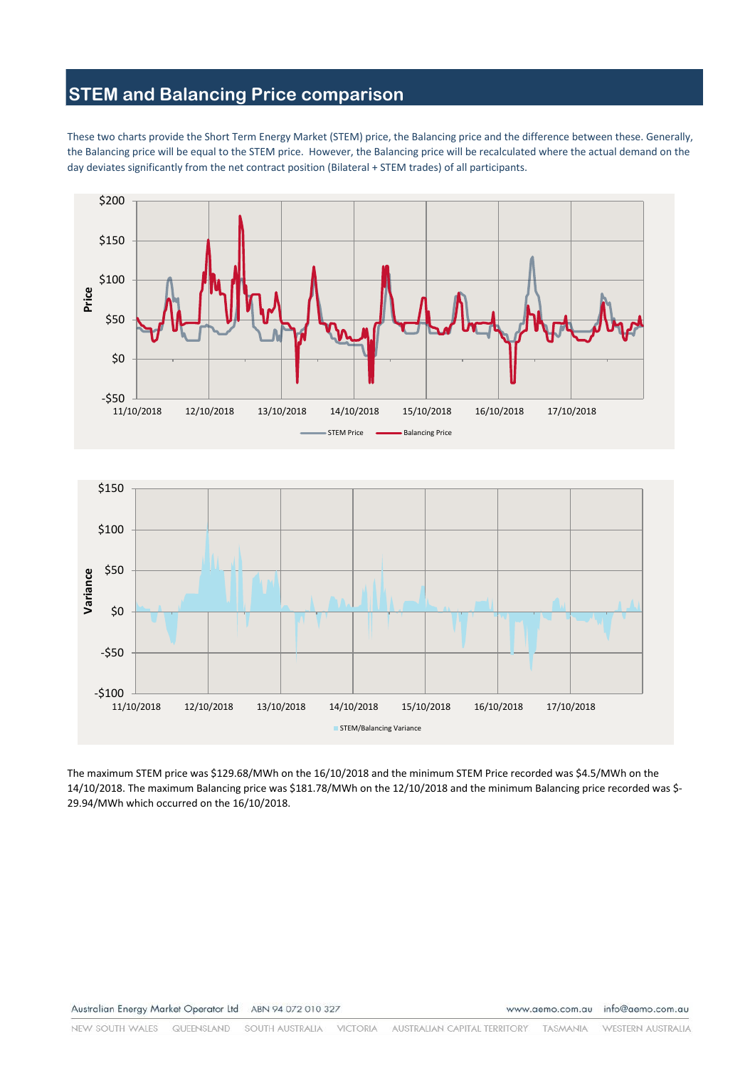## STEM and Balancing Price comparison

These two charts provide the Short Term Energy Market (STEM) price, the Balancing price and the difference between these. Generally, the Balancing price will be equal to the STEM price. However, the Balancing price will be recalculated where the actual demand on the day deviates significantly from the net contract position (Bilateral + STEM trades) of all participants.

Price

$200
$150
$100
$50
$0
-$50

11/10/2018 12/10/2018 13/10/2018 14/10/2018 15/10/2018 16/10/2018 17/10/2018

STEM Price
Balancing Price

Variance

$150
$100
$50
$0
-$50
-$100

11/10/2018 12/10/2018 13/10/2018 14/10/2018 15/10/2018 16/10/2018 17/10/2018

STEM/Balancing Variance

The maximum STEM price was $129.68/MWh on the 16/10/2018 and the minimum STEM Price recorded was $4.5/MWh on the 14/10/2018. The maximum Balancing price was $181.78/MWh on the 12/10/2018 and the minimum Balancing price recorded was $-29.94/MWh which occurred on the 16/10/2018.